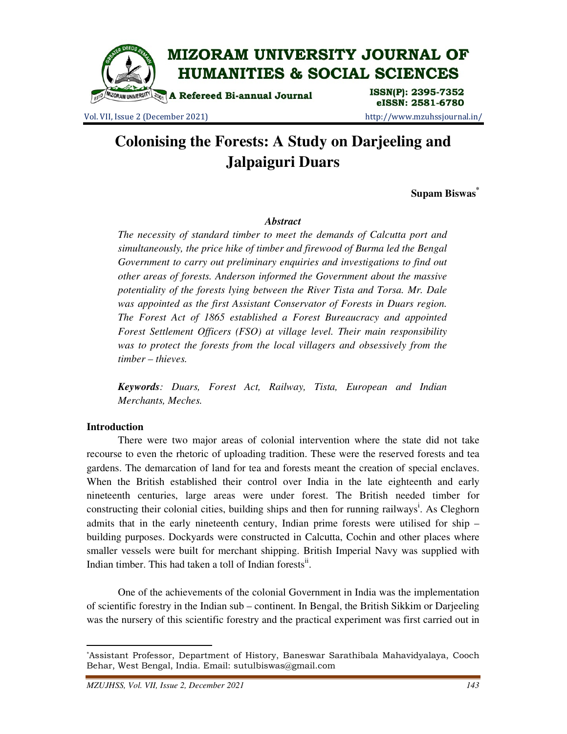# Colonising the Forests: A Study on Darjeeling and Jalpaiguri Duars

**Supam Biswas***

### *Abstract*

*The necessity of standard timber to meet the demands of Calcutta port and simultaneously, the price hike of timber and firewood of Burma led the Bengal Government to carry out preliminary enquiries and investigations to find out other areas of forests. Anderson informed the Government about the massive potentiality of the forests lying between the River Tista and Torsa. Mr. Dale was appointed as the first Assistant Conservator of Forests in Duars region. The Forest Act of 1865 established a Forest Bureaucracy and appointed Forest Settlement Officers (FSO) at village level. Their main responsibility was to protect the forests from the local villagers and obsessively from the timber – thieves.*

***Keywords**: Duars, Forest Act, Railway, Tista, European and Indian Merchants, Meches.*

## Introduction

There were two major areas of colonial intervention where the state did not take recourse to even the rhetoric of uploading tradition. These were the reserved forests and tea gardens. The demarcation of land for tea and forests meant the creation of special enclaves. When the British established their control over India in the late eighteenth and early nineteenth centuries, large areas were under forest. The British needed timber for constructing their colonial cities, building ships and then for running railways[i]. As Cleghorn admits that in the early nineteenth century, Indian prime forests were utilised for ship – building purposes. Dockyards were constructed in Calcutta, Cochin and other places where smaller vessels were built for merchant shipping. British Imperial Navy was supplied with Indian timber. This had taken a toll of Indian forests[ii].

One of the achievements of the colonial Government in India was the implementation of scientific forestry in the Indian sub – continent. In Bengal, the British Sikkim or Darjeeling was the nursery of this scientific forestry and the practical experiment was first carried out in

---

*Assistant Professor, Department of History, Baneswar Sarathibala Mahavidyalaya, Cooch Behar, West Bengal, India. Email: sutulbiswas@gmail.com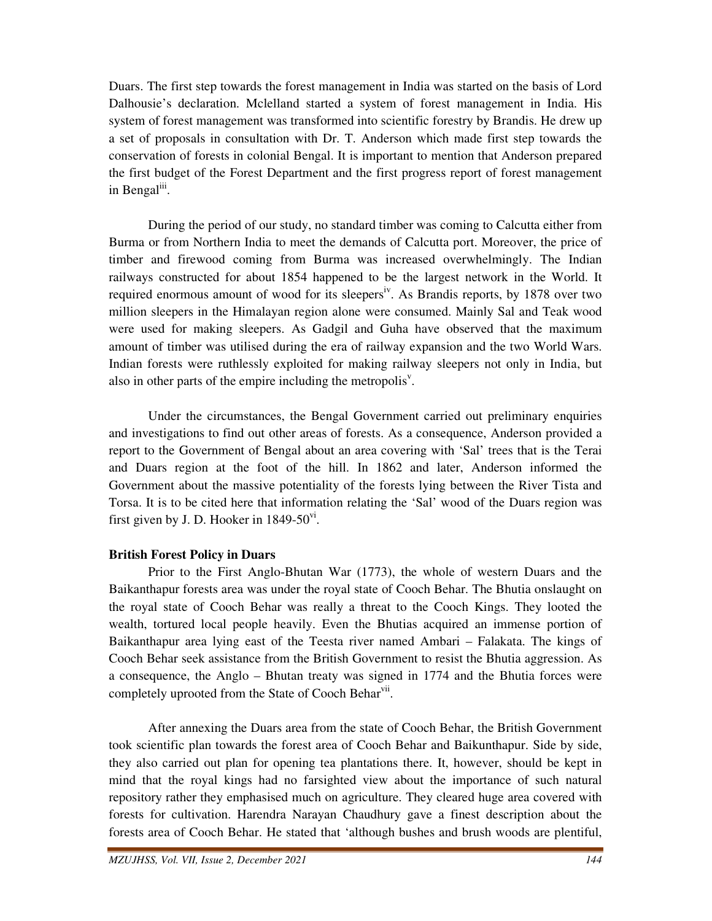Duars. The first step towards the forest management in India was started on the basis of Lord Dalhousie's declaration. Mclelland started a system of forest management in India. His system of forest management was transformed into scientific forestry by Brandis. He drew up a set of proposals in consultation with Dr. T. Anderson which made first step towards the conservation of forests in colonial Bengal. It is important to mention that Anderson prepared the first budget of the Forest Department and the first progress report of forest management in Bengal[iii].

During the period of our study, no standard timber was coming to Calcutta either from Burma or from Northern India to meet the demands of Calcutta port. Moreover, the price of timber and firewood coming from Burma was increased overwhelmingly. The Indian railways constructed for about 1854 happened to be the largest network in the World. It required enormous amount of wood for its sleepers[iv]. As Brandis reports, by 1878 over two million sleepers in the Himalayan region alone were consumed. Mainly Sal and Teak wood were used for making sleepers. As Gadgil and Guha have observed that the maximum amount of timber was utilised during the era of railway expansion and the two World Wars. Indian forests were ruthlessly exploited for making railway sleepers not only in India, but also in other parts of the empire including the metropolis[v].

Under the circumstances, the Bengal Government carried out preliminary enquiries and investigations to find out other areas of forests. As a consequence, Anderson provided a report to the Government of Bengal about an area covering with 'Sal' trees that is the Terai and Duars region at the foot of the hill. In 1862 and later, Anderson informed the Government about the massive potentiality of the forests lying between the River Tista and Torsa. It is to be cited here that information relating the 'Sal' wood of the Duars region was first given by J. D. Hooker in 1849-50[vi].

**British Forest Policy in Duars**

Prior to the First Anglo-Bhutan War (1773), the whole of western Duars and the Baikanthapur forests area was under the royal state of Cooch Behar. The Bhutia onslaught on the royal state of Cooch Behar was really a threat to the Cooch Kings. They looted the wealth, tortured local people heavily. Even the Bhutias acquired an immense portion of Baikanthapur area lying east of the Teesta river named Ambari – Falakata. The kings of Cooch Behar seek assistance from the British Government to resist the Bhutia aggression. As a consequence, the Anglo – Bhutan treaty was signed in 1774 and the Bhutia forces were completely uprooted from the State of Cooch Behar[vii].

After annexing the Duars area from the state of Cooch Behar, the British Government took scientific plan towards the forest area of Cooch Behar and Baikunthapur. Side by side, they also carried out plan for opening tea plantations there. It, however, should be kept in mind that the royal kings had no farsighted view about the importance of such natural repository rather they emphasised much on agriculture. They cleared huge area covered with forests for cultivation. Harendra Narayan Chaudhury gave a finest description about the forests area of Cooch Behar. He stated that 'although bushes and brush woods are plentiful,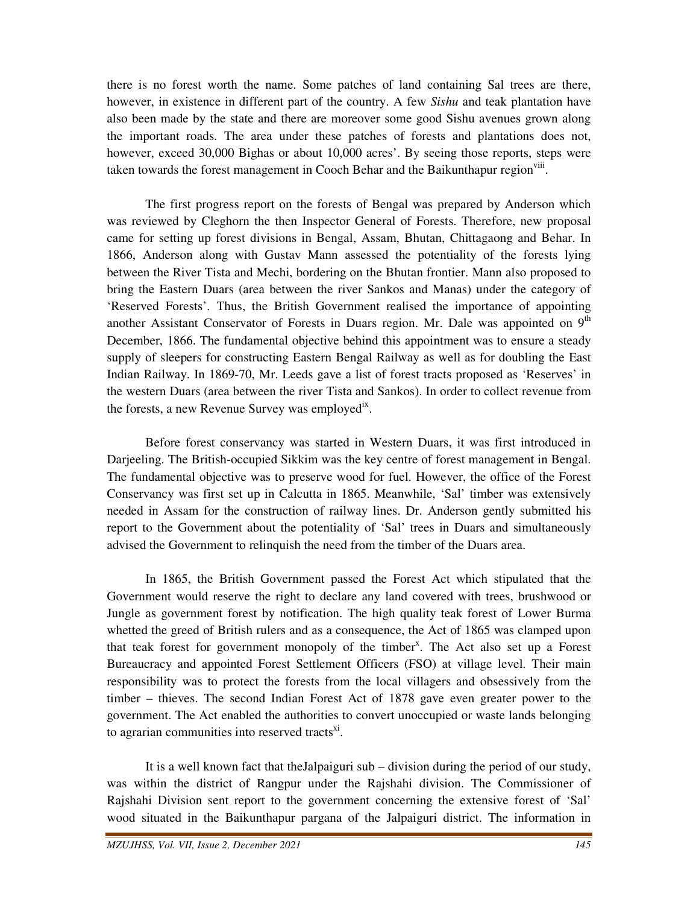there is no forest worth the name. Some patches of land containing Sal trees are there, however, in existence in different part of the country. A few *Sishu* and teak plantation have also been made by the state and there are moreover some good Sishu avenues grown along the important roads. The area under these patches of forests and plantations does not, however, exceed 30,000 Bighas or about 10,000 acres'. By seeing those reports, steps were taken towards the forest management in Cooch Behar and the Baikunthapur region[viii].

The first progress report on the forests of Bengal was prepared by Anderson which was reviewed by Cleghorn the then Inspector General of Forests. Therefore, new proposal came for setting up forest divisions in Bengal, Assam, Bhutan, Chittagaong and Behar. In 1866, Anderson along with Gustav Mann assessed the potentiality of the forests lying between the River Tista and Mechi, bordering on the Bhutan frontier. Mann also proposed to bring the Eastern Duars (area between the river Sankos and Manas) under the category of 'Reserved Forests'. Thus, the British Government realised the importance of appointing another Assistant Conservator of Forests in Duars region. Mr. Dale was appointed on 9th December, 1866. The fundamental objective behind this appointment was to ensure a steady supply of sleepers for constructing Eastern Bengal Railway as well as for doubling the East Indian Railway. In 1869-70, Mr. Leeds gave a list of forest tracts proposed as 'Reserves' in the western Duars (area between the river Tista and Sankos). In order to collect revenue from the forests, a new Revenue Survey was employed[ix].

Before forest conservancy was started in Western Duars, it was first introduced in Darjeeling. The British-occupied Sikkim was the key centre of forest management in Bengal. The fundamental objective was to preserve wood for fuel. However, the office of the Forest Conservancy was first set up in Calcutta in 1865. Meanwhile, 'Sal' timber was extensively needed in Assam for the construction of railway lines. Dr. Anderson gently submitted his report to the Government about the potentiality of 'Sal' trees in Duars and simultaneously advised the Government to relinquish the need from the timber of the Duars area.

In 1865, the British Government passed the Forest Act which stipulated that the Government would reserve the right to declare any land covered with trees, brushwood or Jungle as government forest by notification. The high quality teak forest of Lower Burma whetted the greed of British rulers and as a consequence, the Act of 1865 was clamped upon that teak forest for government monopoly of the timber[x]. The Act also set up a Forest Bureaucracy and appointed Forest Settlement Officers (FSO) at village level. Their main responsibility was to protect the forests from the local villagers and obsessively from the timber – thieves. The second Indian Forest Act of 1878 gave even greater power to the government. The Act enabled the authorities to convert unoccupied or waste lands belonging to agrarian communities into reserved tracts[xi].

It is a well known fact that theJalpaiguri sub – division during the period of our study, was within the district of Rangpur under the Rajshahi division. The Commissioner of Rajshahi Division sent report to the government concerning the extensive forest of 'Sal' wood situated in the Baikunthapur pargana of the Jalpaiguri district. The information in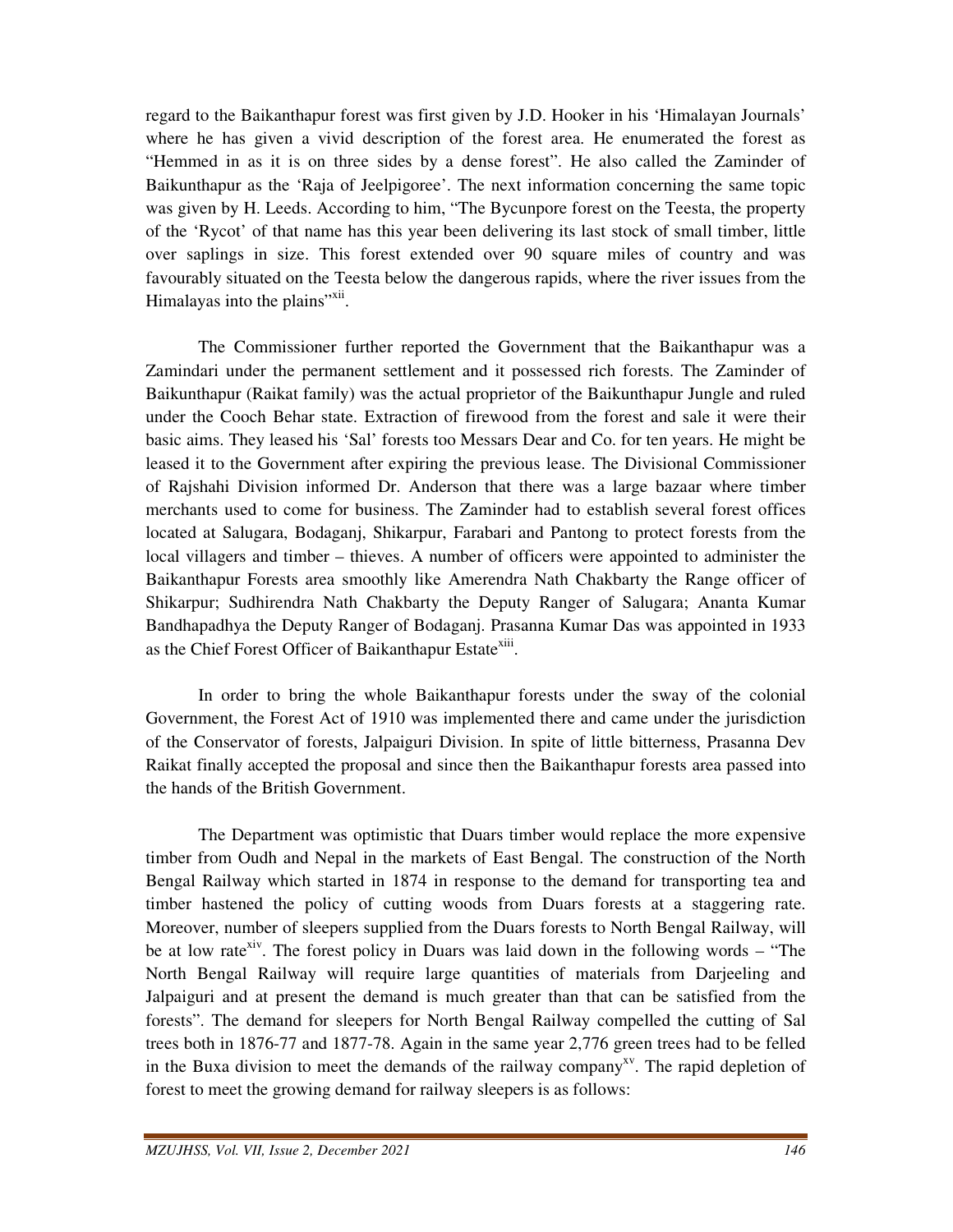regard to the Baikanthapur forest was first given by J.D. Hooker in his 'Himalayan Journals' where he has given a vivid description of the forest area. He enumerated the forest as "Hemmed in as it is on three sides by a dense forest". He also called the Zaminder of Baikunthapur as the 'Raja of Jeelpigoree'. The next information concerning the same topic was given by H. Leeds. According to him, "The Bycunpore forest on the Teesta, the property of the 'Rycot' of that name has this year been delivering its last stock of small timber, little over saplings in size. This forest extended over 90 square miles of country and was favourably situated on the Teesta below the dangerous rapids, where the river issues from the Himalayas into the plains"[xii].

The Commissioner further reported the Government that the Baikanthapur was a Zamindari under the permanent settlement and it possessed rich forests. The Zaminder of Baikunthapur (Raikat family) was the actual proprietor of the Baikunthapur Jungle and ruled under the Cooch Behar state. Extraction of firewood from the forest and sale it were their basic aims. They leased his 'Sal' forests too Messars Dear and Co. for ten years. He might be leased it to the Government after expiring the previous lease. The Divisional Commissioner of Rajshahi Division informed Dr. Anderson that there was a large bazaar where timber merchants used to come for business. The Zaminder had to establish several forest offices located at Salugara, Bodaganj, Shikarpur, Farabari and Pantong to protect forests from the local villagers and timber – thieves. A number of officers were appointed to administer the Baikanthapur Forests area smoothly like Amerendra Nath Chakbarty the Range officer of Shikarpur; Sudhirendra Nath Chakbarty the Deputy Ranger of Salugara; Ananta Kumar Bandhapadhya the Deputy Ranger of Bodaganj. Prasanna Kumar Das was appointed in 1933 as the Chief Forest Officer of Baikanthapur Estate[xiii].

In order to bring the whole Baikanthapur forests under the sway of the colonial Government, the Forest Act of 1910 was implemented there and came under the jurisdiction of the Conservator of forests, Jalpaiguri Division. In spite of little bitterness, Prasanna Dev Raikat finally accepted the proposal and since then the Baikanthapur forests area passed into the hands of the British Government.

The Department was optimistic that Duars timber would replace the more expensive timber from Oudh and Nepal in the markets of East Bengal. The construction of the North Bengal Railway which started in 1874 in response to the demand for transporting tea and timber hastened the policy of cutting woods from Duars forests at a staggering rate. Moreover, number of sleepers supplied from the Duars forests to North Bengal Railway, will be at low rate[xiv]. The forest policy in Duars was laid down in the following words – "The North Bengal Railway will require large quantities of materials from Darjeeling and Jalpaiguri and at present the demand is much greater than that can be satisfied from the forests". The demand for sleepers for North Bengal Railway compelled the cutting of Sal trees both in 1876-77 and 1877-78. Again in the same year 2,776 green trees had to be felled in the Buxa division to meet the demands of the railway company[xv]. The rapid depletion of forest to meet the growing demand for railway sleepers is as follows: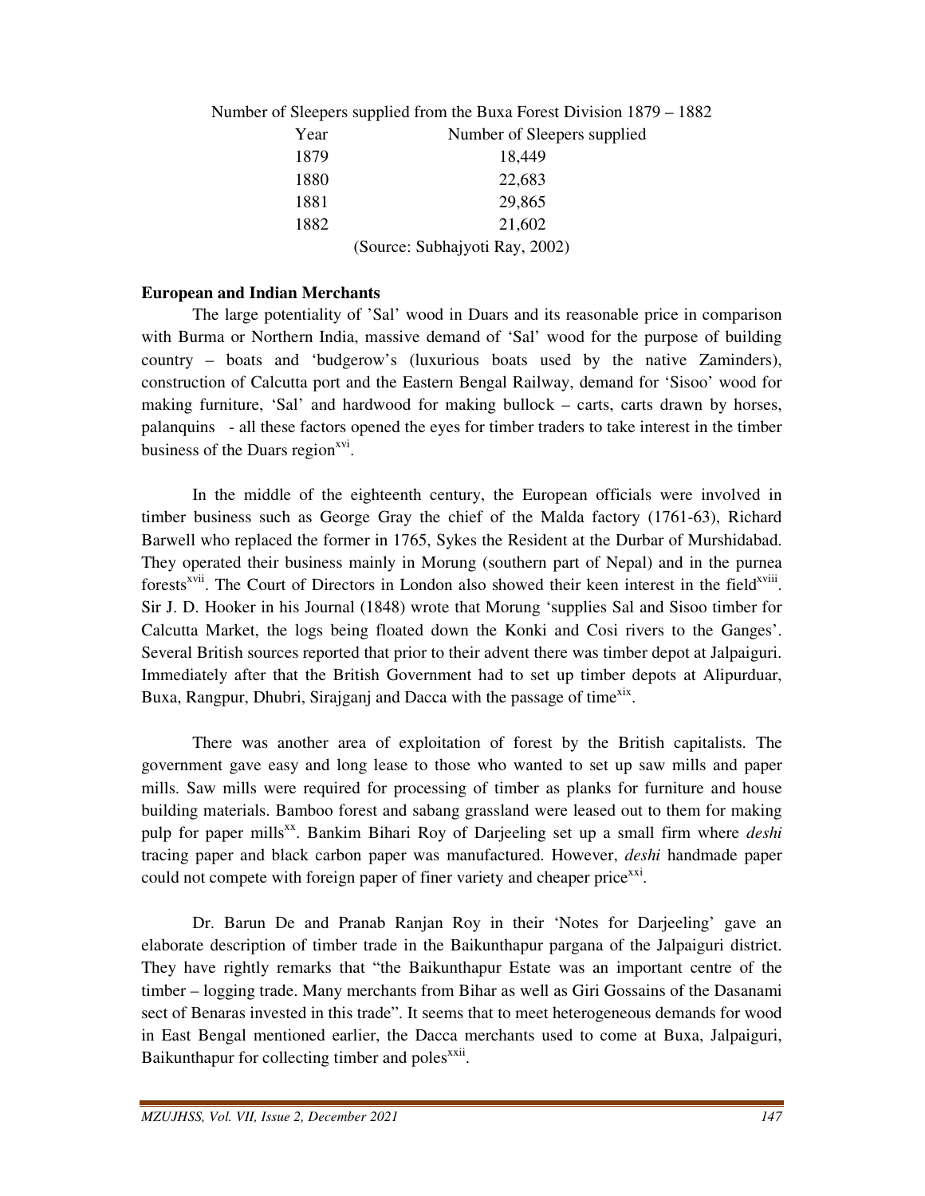Number of Sleepers supplied from the Buxa Forest Division 1879 – 1882

| Year | Number of Sleepers supplied |
|---|---|
| 1879 | 18,449 |
| 1880 | 22,683 |
| 1881 | 29,865 |
| 1882 | 21,602 |

(Source: Subhajyoti Ray, 2002)

**European and Indian Merchants**

The large potentiality of 'Sal' wood in Duars and its reasonable price in comparison with Burma or Northern India, massive demand of 'Sal' wood for the purpose of building country – boats and 'budgerow's (luxurious boats used by the native Zaminders), construction of Calcutta port and the Eastern Bengal Railway, demand for 'Sisoo' wood for making furniture, 'Sal' and hardwood for making bullock – carts, carts drawn by horses, palanquins - all these factors opened the eyes for timber traders to take interest in the timber business of the Duars region[xvi].

In the middle of the eighteenth century, the European officials were involved in timber business such as George Gray the chief of the Malda factory (1761-63), Richard Barwell who replaced the former in 1765, Sykes the Resident at the Durbar of Murshidabad. They operated their business mainly in Morung (southern part of Nepal) and in the purnea forests[xvii]. The Court of Directors in London also showed their keen interest in the field[xviii]. Sir J. D. Hooker in his Journal (1848) wrote that Morung 'supplies Sal and Sisoo timber for Calcutta Market, the logs being floated down the Konki and Cosi rivers to the Ganges'. Several British sources reported that prior to their advent there was timber depot at Jalpaiguri. Immediately after that the British Government had to set up timber depots at Alipurduar, Buxa, Rangpur, Dhubri, Sirajganj and Dacca with the passage of time[xix].

There was another area of exploitation of forest by the British capitalists. The government gave easy and long lease to those who wanted to set up saw mills and paper mills. Saw mills were required for processing of timber as planks for furniture and house building materials. Bamboo forest and sabang grassland were leased out to them for making pulp for paper mills[xx]. Bankim Bihari Roy of Darjeeling set up a small firm where *deshi* tracing paper and black carbon paper was manufactured. However, *deshi* handmade paper could not compete with foreign paper of finer variety and cheaper price[xxi].

Dr. Barun De and Pranab Ranjan Roy in their 'Notes for Darjeeling' gave an elaborate description of timber trade in the Baikunthapur pargana of the Jalpaiguri district. They have rightly remarks that "the Baikunthapur Estate was an important centre of the timber – logging trade. Many merchants from Bihar as well as Giri Gossains of the Dasanami sect of Benaras invested in this trade". It seems that to meet heterogeneous demands for wood in East Bengal mentioned earlier, the Dacca merchants used to come at Buxa, Jalpaiguri, Baikunthapur for collecting timber and poles[xxii].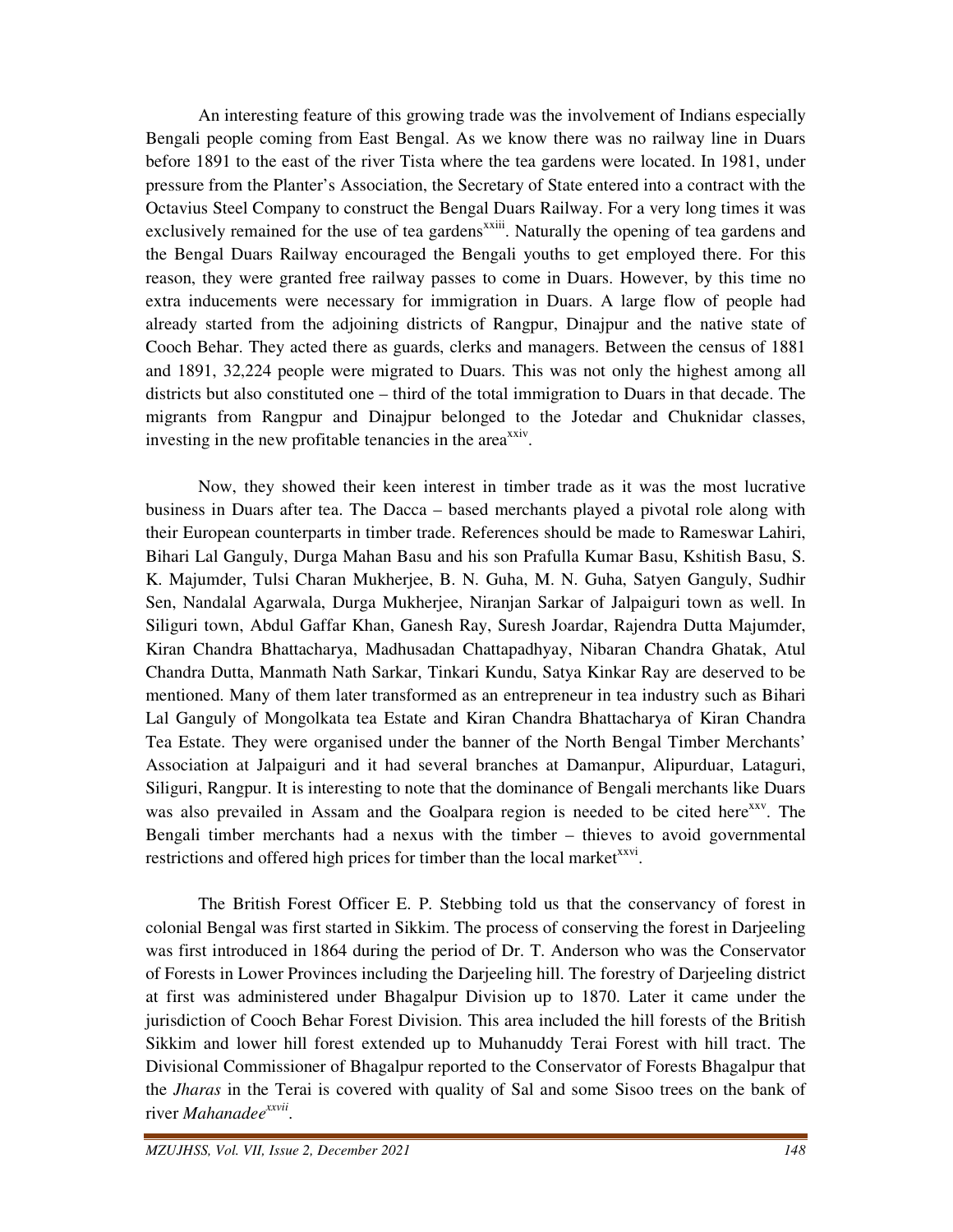An interesting feature of this growing trade was the involvement of Indians especially Bengali people coming from East Bengal. As we know there was no railway line in Duars before 1891 to the east of the river Tista where the tea gardens were located. In 1981, under pressure from the Planter's Association, the Secretary of State entered into a contract with the Octavius Steel Company to construct the Bengal Duars Railway. For a very long times it was exclusively remained for the use of tea gardens[xxiii]. Naturally the opening of tea gardens and the Bengal Duars Railway encouraged the Bengali youths to get employed there. For this reason, they were granted free railway passes to come in Duars. However, by this time no extra inducements were necessary for immigration in Duars. A large flow of people had already started from the adjoining districts of Rangpur, Dinajpur and the native state of Cooch Behar. They acted there as guards, clerks and managers. Between the census of 1881 and 1891, 32,224 people were migrated to Duars. This was not only the highest among all districts but also constituted one – third of the total immigration to Duars in that decade. The migrants from Rangpur and Dinajpur belonged to the Jotedar and Chuknidar classes, investing in the new profitable tenancies in the area[xxiv].

Now, they showed their keen interest in timber trade as it was the most lucrative business in Duars after tea. The Dacca – based merchants played a pivotal role along with their European counterparts in timber trade. References should be made to Rameswar Lahiri, Bihari Lal Ganguly, Durga Mahan Basu and his son Prafulla Kumar Basu, Kshitish Basu, S. K. Majumder, Tulsi Charan Mukherjee, B. N. Guha, M. N. Guha, Satyen Ganguly, Sudhir Sen, Nandalal Agarwala, Durga Mukherjee, Niranjan Sarkar of Jalpaiguri town as well. In Siliguri town, Abdul Gaffar Khan, Ganesh Ray, Suresh Joardar, Rajendra Dutta Majumder, Kiran Chandra Bhattacharya, Madhusadan Chattapadhyay, Nibaran Chandra Ghatak, Atul Chandra Dutta, Manmath Nath Sarkar, Tinkari Kundu, Satya Kinkar Ray are deserved to be mentioned. Many of them later transformed as an entrepreneur in tea industry such as Bihari Lal Ganguly of Mongolkata tea Estate and Kiran Chandra Bhattacharya of Kiran Chandra Tea Estate. They were organised under the banner of the North Bengal Timber Merchants' Association at Jalpaiguri and it had several branches at Damanpur, Alipurduar, Lataguri, Siliguri, Rangpur. It is interesting to note that the dominance of Bengali merchants like Duars was also prevailed in Assam and the Goalpara region is needed to be cited here[xxv]. The Bengali timber merchants had a nexus with the timber – thieves to avoid governmental restrictions and offered high prices for timber than the local market[xxvi].

The British Forest Officer E. P. Stebbing told us that the conservancy of forest in colonial Bengal was first started in Sikkim. The process of conserving the forest in Darjeeling was first introduced in 1864 during the period of Dr. T. Anderson who was the Conservator of Forests in Lower Provinces including the Darjeeling hill. The forestry of Darjeeling district at first was administered under Bhagalpur Division up to 1870. Later it came under the jurisdiction of Cooch Behar Forest Division. This area included the hill forests of the British Sikkim and lower hill forest extended up to Muhanuddy Terai Forest with hill tract. The Divisional Commissioner of Bhagalpur reported to the Conservator of Forests Bhagalpur that the *Jharas* in the Terai is covered with quality of Sal and some Sisoo trees on the bank of river *Mahanadee*[xxvii].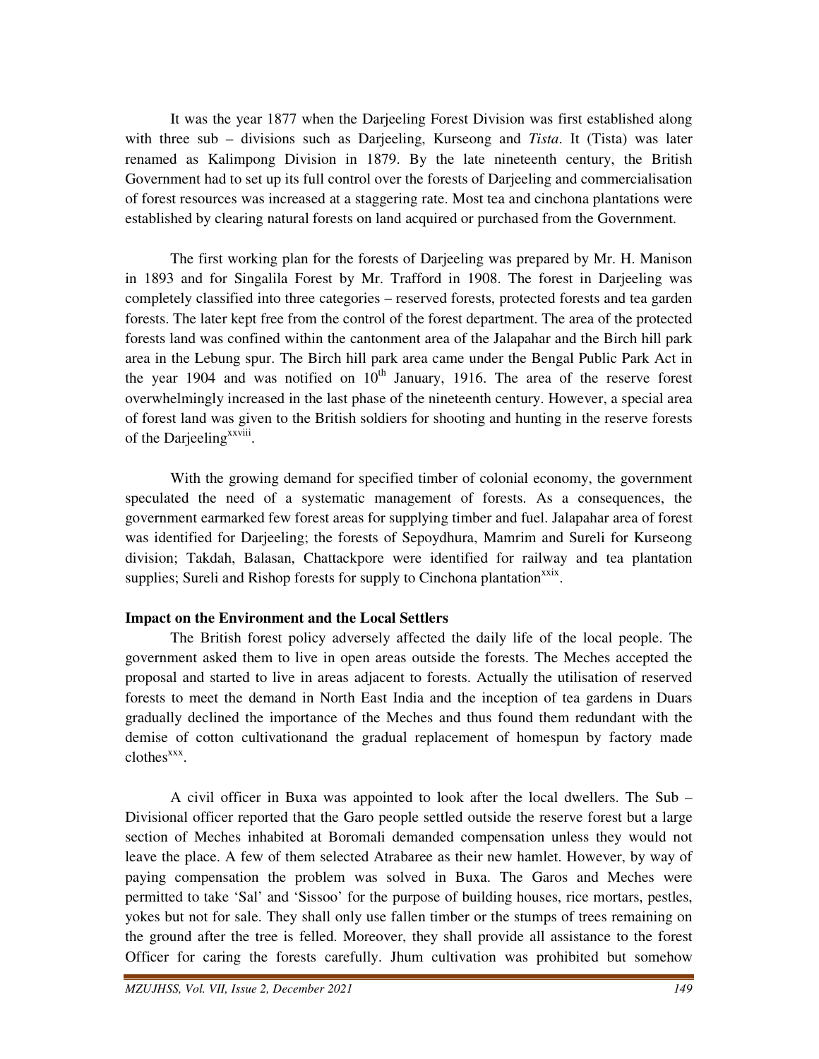It was the year 1877 when the Darjeeling Forest Division was first established along with three sub – divisions such as Darjeeling, Kurseong and *Tista*. It (Tista) was later renamed as Kalimpong Division in 1879. By the late nineteenth century, the British Government had to set up its full control over the forests of Darjeeling and commercialisation of forest resources was increased at a staggering rate. Most tea and cinchona plantations were established by clearing natural forests on land acquired or purchased from the Government.

The first working plan for the forests of Darjeeling was prepared by Mr. H. Manison in 1893 and for Singalila Forest by Mr. Trafford in 1908. The forest in Darjeeling was completely classified into three categories – reserved forests, protected forests and tea garden forests. The later kept free from the control of the forest department. The area of the protected forests land was confined within the cantonment area of the Jalapahar and the Birch hill park area in the Lebung spur. The Birch hill park area came under the Bengal Public Park Act in the year 1904 and was notified on 10th January, 1916. The area of the reserve forest overwhelmingly increased in the last phase of the nineteenth century. However, a special area of forest land was given to the British soldiers for shooting and hunting in the reserve forests of the Darjeeling[xxviii].

With the growing demand for specified timber of colonial economy, the government speculated the need of a systematic management of forests. As a consequences, the government earmarked few forest areas for supplying timber and fuel. Jalapahar area of forest was identified for Darjeeling; the forests of Sepoydhura, Mamrim and Sureli for Kurseong division; Takdah, Balasan, Chattackpore were identified for railway and tea plantation supplies; Sureli and Rishop forests for supply to Cinchona plantation[xxix].

**Impact on the Environment and the Local Settlers**

The British forest policy adversely affected the daily life of the local people. The government asked them to live in open areas outside the forests. The Meches accepted the proposal and started to live in areas adjacent to forests. Actually the utilisation of reserved forests to meet the demand in North East India and the inception of tea gardens in Duars gradually declined the importance of the Meches and thus found them redundant with the demise of cotton cultivationand the gradual replacement of homespun by factory made clothes[xxx].

A civil officer in Buxa was appointed to look after the local dwellers. The Sub – Divisional officer reported that the Garo people settled outside the reserve forest but a large section of Meches inhabited at Boromali demanded compensation unless they would not leave the place. A few of them selected Atrabaree as their new hamlet. However, by way of paying compensation the problem was solved in Buxa. The Garos and Meches were permitted to take 'Sal' and 'Sissoo' for the purpose of building houses, rice mortars, pestles, yokes but not for sale. They shall only use fallen timber or the stumps of trees remaining on the ground after the tree is felled. Moreover, they shall provide all assistance to the forest Officer for caring the forests carefully. Jhum cultivation was prohibited but somehow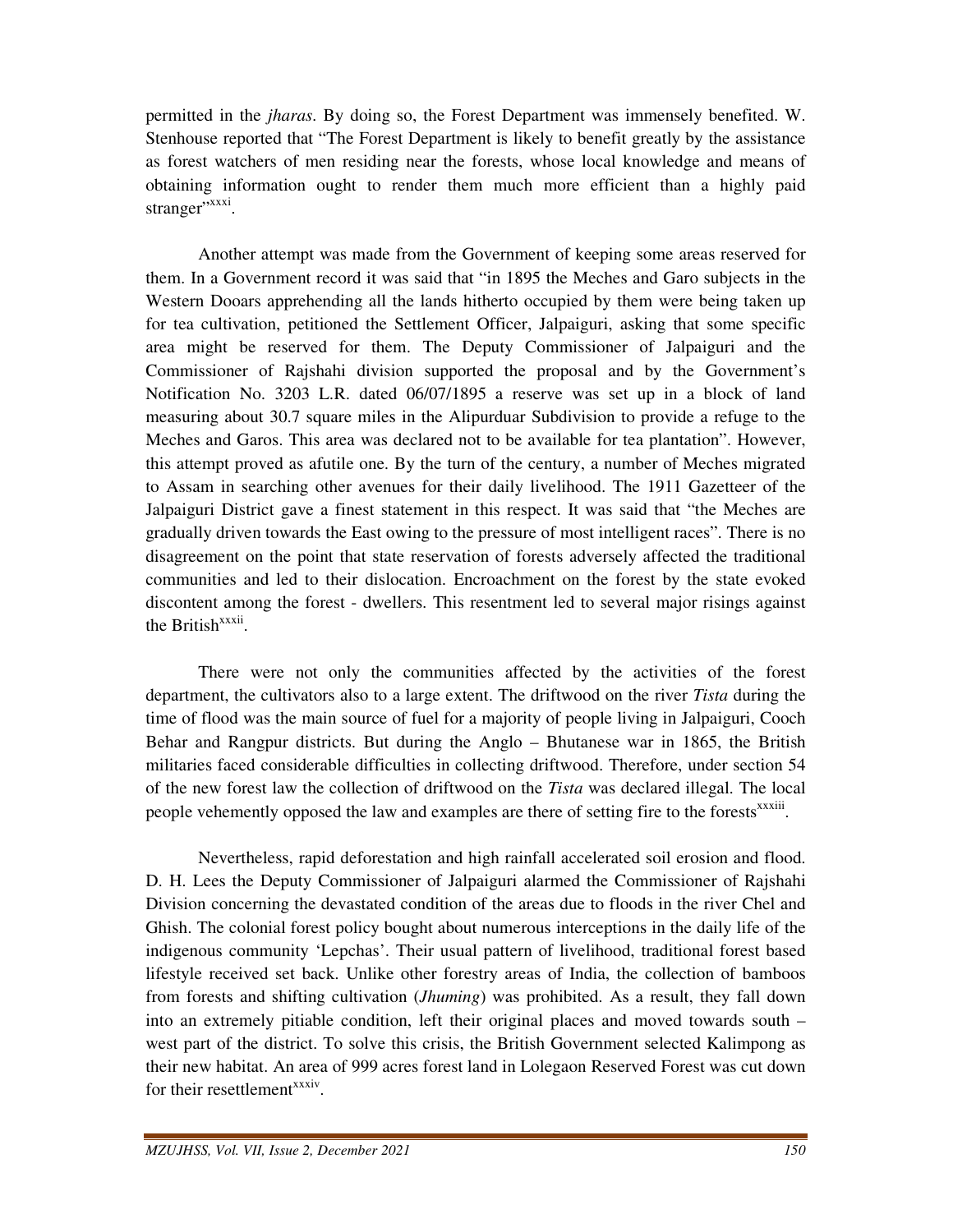permitted in the *jharas*. By doing so, the Forest Department was immensely benefited. W. Stenhouse reported that "The Forest Department is likely to benefit greatly by the assistance as forest watchers of men residing near the forests, whose local knowledge and means of obtaining information ought to render them much more efficient than a highly paid stranger"[xxxi].

Another attempt was made from the Government of keeping some areas reserved for them. In a Government record it was said that "in 1895 the Meches and Garo subjects in the Western Dooars apprehending all the lands hitherto occupied by them were being taken up for tea cultivation, petitioned the Settlement Officer, Jalpaiguri, asking that some specific area might be reserved for them. The Deputy Commissioner of Jalpaiguri and the Commissioner of Rajshahi division supported the proposal and by the Government's Notification No. 3203 L.R. dated 06/07/1895 a reserve was set up in a block of land measuring about 30.7 square miles in the Alipurduar Subdivision to provide a refuge to the Meches and Garos. This area was declared not to be available for tea plantation". However, this attempt proved as afutile one. By the turn of the century, a number of Meches migrated to Assam in searching other avenues for their daily livelihood. The 1911 Gazetteer of the Jalpaiguri District gave a finest statement in this respect. It was said that "the Meches are gradually driven towards the East owing to the pressure of most intelligent races". There is no disagreement on the point that state reservation of forests adversely affected the traditional communities and led to their dislocation. Encroachment on the forest by the state evoked discontent among the forest - dwellers. This resentment led to several major risings against the British[xxxii].

There were not only the communities affected by the activities of the forest department, the cultivators also to a large extent. The driftwood on the river *Tista* during the time of flood was the main source of fuel for a majority of people living in Jalpaiguri, Cooch Behar and Rangpur districts. But during the Anglo – Bhutanese war in 1865, the British militaries faced considerable difficulties in collecting driftwood. Therefore, under section 54 of the new forest law the collection of driftwood on the *Tista* was declared illegal. The local people vehemently opposed the law and examples are there of setting fire to the forests[xxxiii].

Nevertheless, rapid deforestation and high rainfall accelerated soil erosion and flood. D. H. Lees the Deputy Commissioner of Jalpaiguri alarmed the Commissioner of Rajshahi Division concerning the devastated condition of the areas due to floods in the river Chel and Ghish. The colonial forest policy bought about numerous interceptions in the daily life of the indigenous community 'Lepchas'. Their usual pattern of livelihood, traditional forest based lifestyle received set back. Unlike other forestry areas of India, the collection of bamboos from forests and shifting cultivation (*Jhuming*) was prohibited. As a result, they fall down into an extremely pitiable condition, left their original places and moved towards south – west part of the district. To solve this crisis, the British Government selected Kalimpong as their new habitat. An area of 999 acres forest land in Lolegaon Reserved Forest was cut down for their resettlement[xxxiv].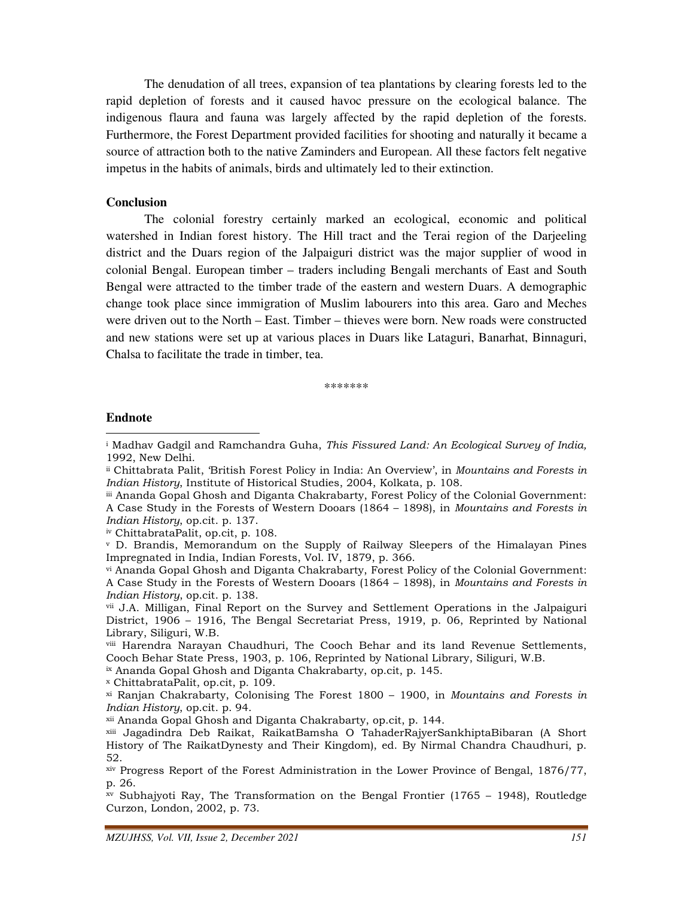The denudation of all trees, expansion of tea plantations by clearing forests led to the rapid depletion of forests and it caused havoc pressure on the ecological balance. The indigenous flaura and fauna was largely affected by the rapid depletion of the forests. Furthermore, the Forest Department provided facilities for shooting and naturally it became a source of attraction both to the native Zaminders and European. All these factors felt negative impetus in the habits of animals, birds and ultimately led to their extinction.

## Conclusion

The colonial forestry certainly marked an ecological, economic and political watershed in Indian forest history. The Hill tract and the Terai region of the Darjeeling district and the Duars region of the Jalpaiguri district was the major supplier of wood in colonial Bengal. European timber – traders including Bengali merchants of East and South Bengal were attracted to the timber trade of the eastern and western Duars. A demographic change took place since immigration of Muslim labourers into this area. Garo and Meches were driven out to the North – East. Timber – thieves were born. New roads were constructed and new stations were set up at various places in Duars like Lataguri, Banarhat, Binnaguri, Chalsa to facilitate the trade in timber, tea.

\*\*\*\*\*\*\*

## Endnote

[i] Madhav Gadgil and Ramchandra Guha, *This Fissured Land: An Ecological Survey of India,* 1992, New Delhi.

[ii] Chittabrata Palit, 'British Forest Policy in India: An Overview', in *Mountains and Forests in Indian History*, Institute of Historical Studies, 2004, Kolkata, p. 108.

[iii] Ananda Gopal Ghosh and Diganta Chakrabarty, Forest Policy of the Colonial Government: A Case Study in the Forests of Western Dooars (1864 – 1898), in *Mountains and Forests in Indian History*, op.cit. p. 137.

[iv] ChittabrataPalit, op.cit, p. 108.

[v] D. Brandis, Memorandum on the Supply of Railway Sleepers of the Himalayan Pines Impregnated in India, Indian Forests, Vol. IV, 1879, p. 366.

[vi] Ananda Gopal Ghosh and Diganta Chakrabarty, Forest Policy of the Colonial Government: A Case Study in the Forests of Western Dooars (1864 – 1898), in *Mountains and Forests in Indian History*, op.cit. p. 138.

[vii] J.A. Milligan, Final Report on the Survey and Settlement Operations in the Jalpaiguri District, 1906 – 1916, The Bengal Secretariat Press, 1919, p. 06, Reprinted by National Library, Siliguri, W.B.

[viii] Harendra Narayan Chaudhuri, The Cooch Behar and its land Revenue Settlements, Cooch Behar State Press, 1903, p. 106, Reprinted by National Library, Siliguri, W.B.

[ix] Ananda Gopal Ghosh and Diganta Chakrabarty, op.cit, p. 145.

[x] ChittabrataPalit, op.cit, p. 109.

[xi] Ranjan Chakrabarty, Colonising The Forest 1800 – 1900, in *Mountains and Forests in Indian History*, op.cit. p. 94.

[xii] Ananda Gopal Ghosh and Diganta Chakrabarty, op.cit, p. 144.

[xiii] Jagadindra Deb Raikat, RaikatBamsha O TahaderRajyerSankhiptaBibaran (A Short History of The RaikatDynesty and Their Kingdom), ed. By Nirmal Chandra Chaudhuri, p. 52.

[xiv] Progress Report of the Forest Administration in the Lower Province of Bengal, 1876/77, p. 26.

[xv] Subhajyoti Ray, The Transformation on the Bengal Frontier (1765 – 1948), Routledge Curzon, London, 2002, p. 73.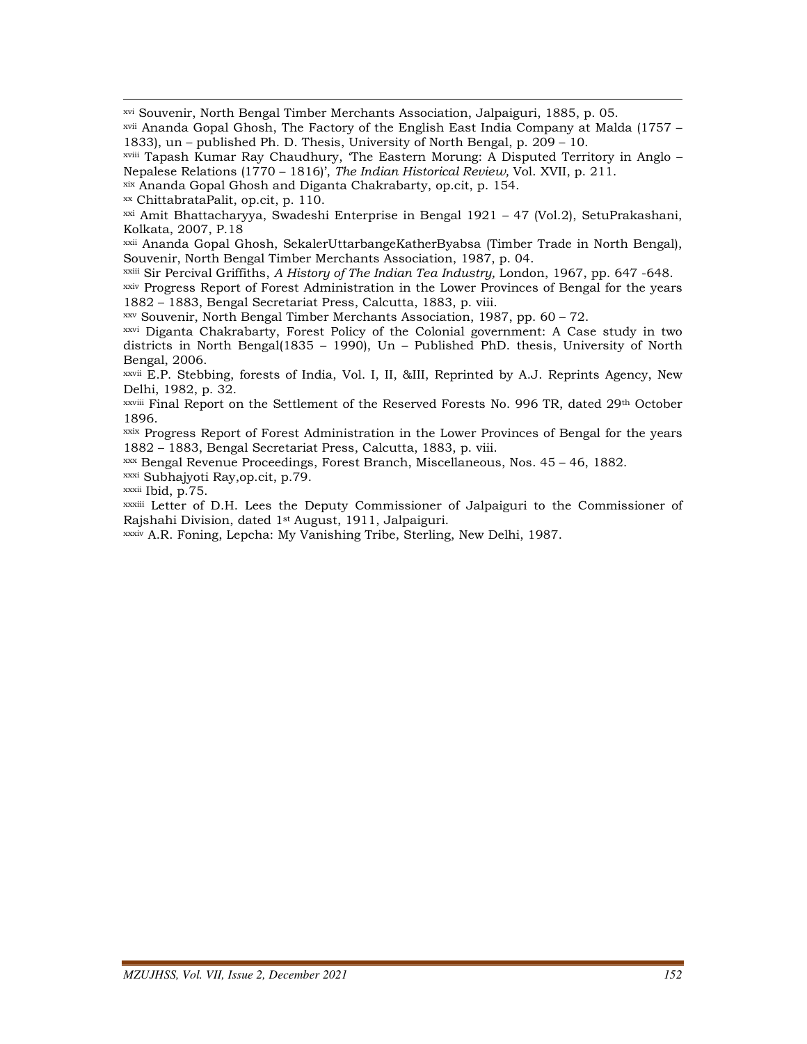[xvi] Souvenir, North Bengal Timber Merchants Association, Jalpaiguri, 1885, p. 05.

[xvii] Ananda Gopal Ghosh, The Factory of the English East India Company at Malda (1757 – 1833), un – published Ph. D. Thesis, University of North Bengal, p. 209 – 10.

[xviii] Tapash Kumar Ray Chaudhury, 'The Eastern Morung: A Disputed Territory in Anglo – Nepalese Relations (1770 – 1816)', *The Indian Historical Review,* Vol. XVII, p. 211.

[xix] Ananda Gopal Ghosh and Diganta Chakrabarty, op.cit, p. 154.

[xx] ChittabrataPalit, op.cit, p. 110.

[xxi] Amit Bhattacharyya, Swadeshi Enterprise in Bengal 1921 – 47 (Vol.2), SetuPrakashani, Kolkata, 2007, P.18

[xxii] Ananda Gopal Ghosh, SekalerUttarbangeKatherByabsa (Timber Trade in North Bengal), Souvenir, North Bengal Timber Merchants Association, 1987, p. 04.

[xxiii] Sir Percival Griffiths, *A History of The Indian Tea Industry,* London, 1967, pp. 647 -648.

[xxiv] Progress Report of Forest Administration in the Lower Provinces of Bengal for the years 1882 – 1883, Bengal Secretariat Press, Calcutta, 1883, p. viii.

[xxv] Souvenir, North Bengal Timber Merchants Association, 1987, pp. 60 – 72.

[xxvi] Diganta Chakrabarty, Forest Policy of the Colonial government: A Case study in two districts in North Bengal(1835 – 1990), Un – Published PhD. thesis, University of North Bengal, 2006.

[xxvii] E.P. Stebbing, forests of India, Vol. I, II, &III, Reprinted by A.J. Reprints Agency, New Delhi, 1982, p. 32.

[xxviii] Final Report on the Settlement of the Reserved Forests No. 996 TR, dated 29th October 1896.

[xxix] Progress Report of Forest Administration in the Lower Provinces of Bengal for the years 1882 – 1883, Bengal Secretariat Press, Calcutta, 1883, p. viii.

[xxx] Bengal Revenue Proceedings, Forest Branch, Miscellaneous, Nos. 45 – 46, 1882.

[xxxi] Subhajyoti Ray,op.cit, p.79.

[xxxii] Ibid, p.75.

[xxxiii] Letter of D.H. Lees the Deputy Commissioner of Jalpaiguri to the Commissioner of Rajshahi Division, dated 1st August, 1911, Jalpaiguri.

[xxxiv] A.R. Foning, Lepcha: My Vanishing Tribe, Sterling, New Delhi, 1987.